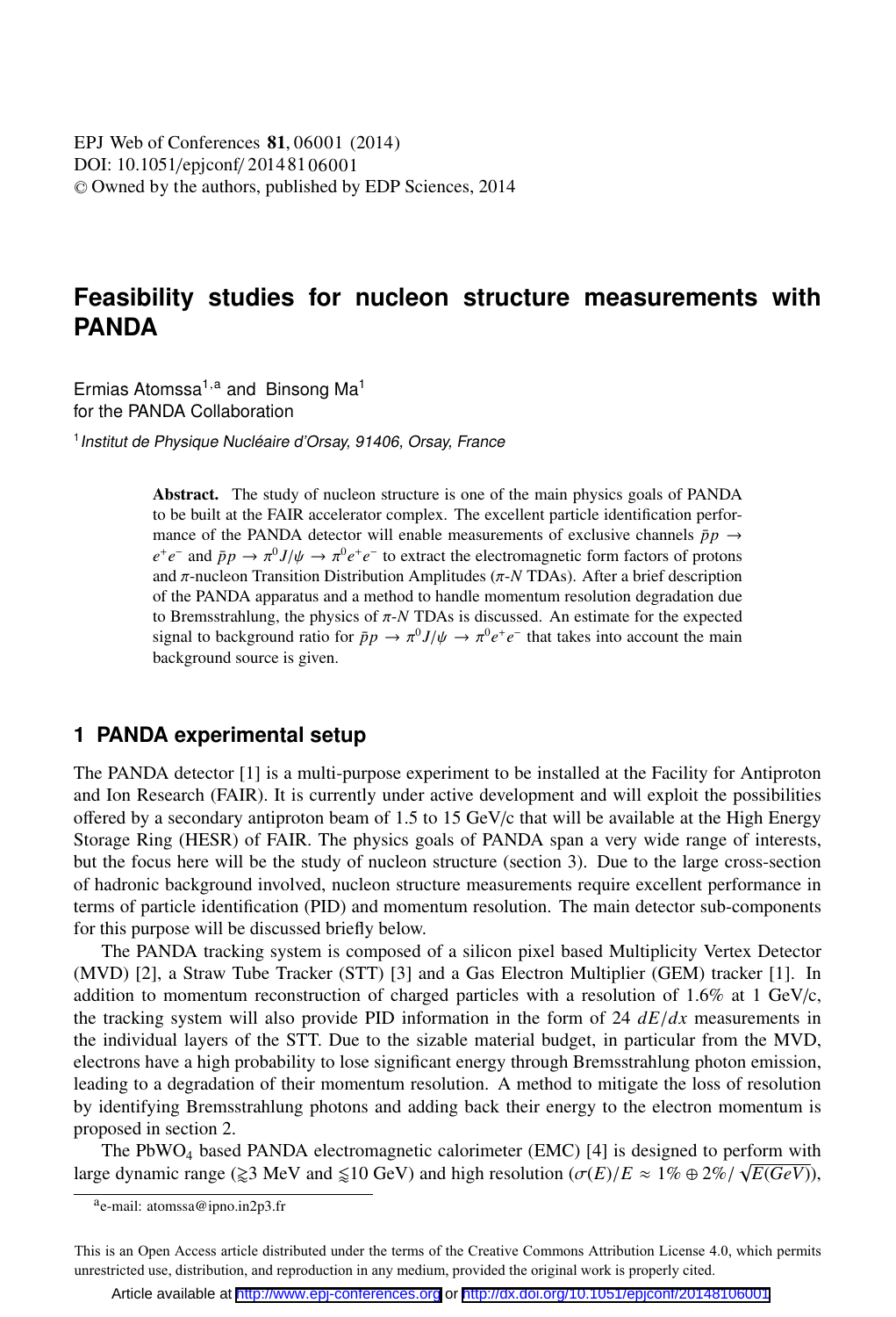# Feasibility studies for nucleon structure measurements with PANDA

Ermias Atomssa[1,a] and Binsong Ma[1]
for the PANDA Collaboration

[1] *Institut de Physique Nucléaire d'Orsay, 91406, Orsay, France*

**Abstract.** The study of nucleon structure is one of the main physics goals of PANDA to be built at the FAIR accelerator complex. The excellent particle identification performance of the PANDA detector will enable measurements of exclusive channels $\bar{p}p \to e^+e^-$ and $\bar{p}p \to \pi^0 J/\psi \to \pi^0 e^+e^-$ to extract the electromagnetic form factors of protons and $\pi$-nucleon Transition Distribution Amplitudes ($\pi$-$N$ TDAs). After a brief description of the PANDA apparatus and a method to handle momentum resolution degradation due to Bremsstrahlung, the physics of $\pi$-$N$ TDAs is discussed. An estimate for the expected signal to background ratio for $\bar{p}p \to \pi^0 J/\psi \to \pi^0 e^+e^-$ that takes into account the main background source is given.

## 1 PANDA experimental setup

The PANDA detector [1] is a multi-purpose experiment to be installed at the Facility for Antiproton and Ion Research (FAIR). It is currently under active development and will exploit the possibilities offered by a secondary antiproton beam of 1.5 to 15 GeV/c that will be available at the High Energy Storage Ring (HESR) of FAIR. The physics goals of PANDA span a very wide range of interests, but the focus here will be the study of nucleon structure (section 3). Due to the large cross-section of hadronic background involved, nucleon structure measurements require excellent performance in terms of particle identification (PID) and momentum resolution. The main detector sub-components for this purpose will be discussed briefly below.

The PANDA tracking system is composed of a silicon pixel based Multiplicity Vertex Detector (MVD) [2], a Straw Tube Tracker (STT) [3] and a Gas Electron Multiplier (GEM) tracker [1]. In addition to momentum reconstruction of charged particles with a resolution of 1.6% at 1 GeV/c, the tracking system will also provide PID information in the form of 24 $dE/dx$ measurements in the individual layers of the STT. Due to the sizable material budget, in particular from the MVD, electrons have a high probability to lose significant energy through Bremsstrahlung photon emission, leading to a degradation of their momentum resolution. A method to mitigate the loss of resolution by identifying Bremsstrahlung photons and adding back their energy to the electron momentum is proposed in section 2.

The $PbWO_4$ based PANDA electromagnetic calorimeter (EMC) [4] is designed to perform with large dynamic range ($\gtrsim$3 MeV and $\lesssim$10 GeV) and high resolution ($\sigma(E)/E \approx 1\% \oplus 2\%/\sqrt{E(GeV)}$),

[a] e-mail: atomssa@ipno.in2p3.fr

This is an Open Access article distributed under the terms of the Creative Commons Attribution License 4.0, which permits unrestricted use, distribution, and reproduction in any medium, provided the original work is properly cited.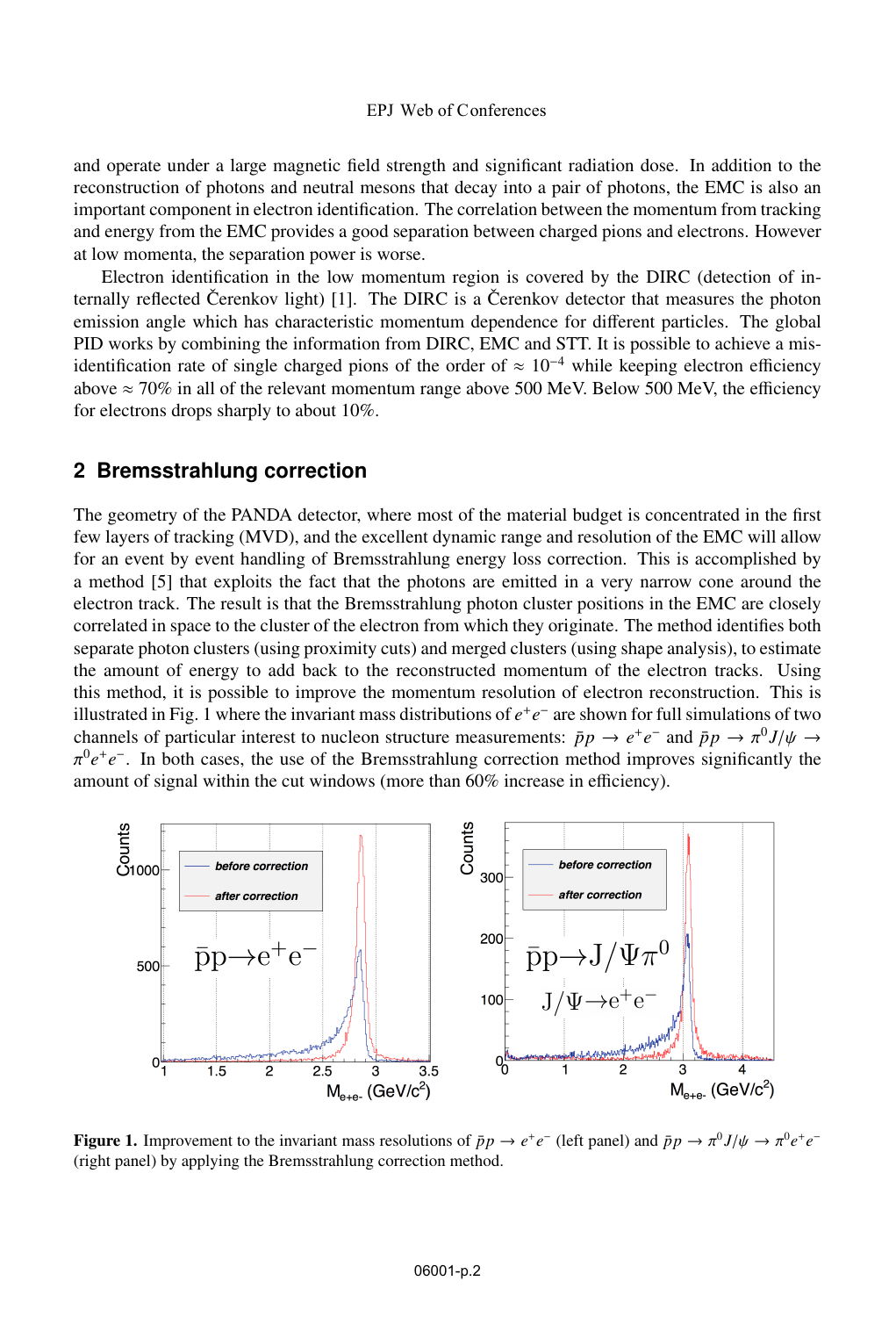and operate under a large magnetic field strength and significant radiation dose. In addition to the reconstruction of photons and neutral mesons that decay into a pair of photons, the EMC is also an important component in electron identification. The correlation between the momentum from tracking and energy from the EMC provides a good separation between charged pions and electrons. However at low momenta, the separation power is worse.

Electron identification in the low momentum region is covered by the DIRC (detection of internally reflected Čerenkov light) [1]. The DIRC is a Čerenkov detector that measures the photon emission angle which has characteristic momentum dependence for different particles. The global PID works by combining the information from DIRC, EMC and STT. It is possible to achieve a misidentification rate of single charged pions of the order of $\approx 10^{-4}$ while keeping electron efficiency above $\approx 70\%$ in all of the relevant momentum range above 500 MeV. Below 500 MeV, the efficiency for electrons drops sharply to about 10%.

## 2 Bremsstrahlung correction

The geometry of the PANDA detector, where most of the material budget is concentrated in the first few layers of tracking (MVD), and the excellent dynamic range and resolution of the EMC will allow for an event by event handling of Bremsstrahlung energy loss correction. This is accomplished by a method [5] that exploits the fact that the photons are emitted in a very narrow cone around the electron track. The result is that the Bremsstrahlung photon cluster positions in the EMC are closely correlated in space to the cluster of the electron from which they originate. The method identifies both separate photon clusters (using proximity cuts) and merged clusters (using shape analysis), to estimate the amount of energy to add back to the reconstructed momentum of the electron tracks. Using this method, it is possible to improve the momentum resolution of electron reconstruction. This is illustrated in Fig. 1 where the invariant mass distributions of $e^+e^-$ are shown for full simulations of two channels of particular interest to nucleon structure measurements: $\bar{p}p \to e^+e^-$ and $\bar{p}p \to \pi^0 J/\psi \to \pi^0 e^+e^-$. In both cases, the use of the Bremsstrahlung correction method improves significantly the amount of signal within the cut windows (more than 60% increase in efficiency).

**Figure 1.** Improvement to the invariant mass resolutions of $\bar{p}p \to e^+e^-$ (left panel) and $\bar{p}p \to \pi^0 J/\psi \to \pi^0 e^+e^-$ (right panel) by applying the Bremsstrahlung correction method.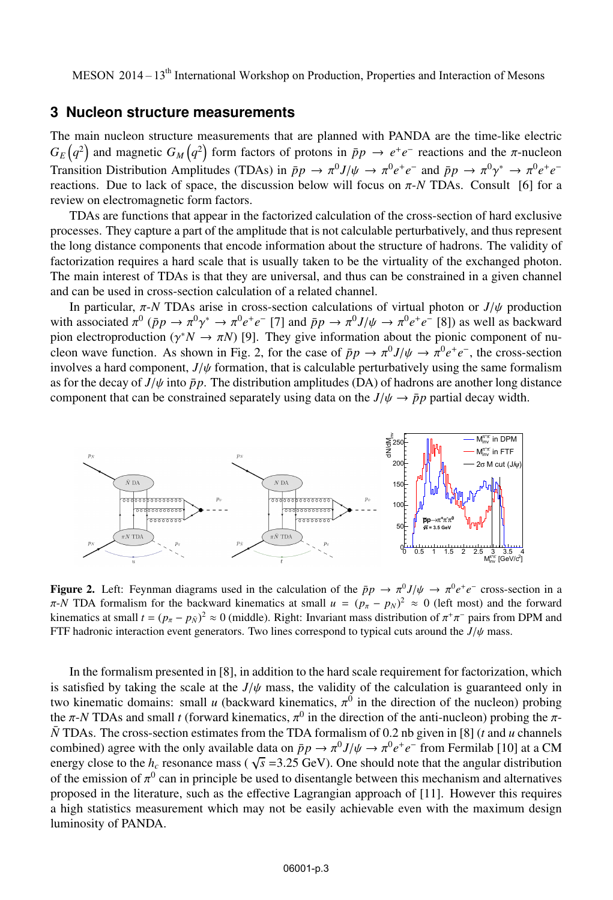## 3 Nucleon structure measurements

The main nucleon structure measurements that are planned with PANDA are the time-like electric $G_E\left(q^2\right)$ and magnetic $G_M\left(q^2\right)$ form factors of protons in $\bar{p}p \rightarrow e^+e^-$ reactions and the $\pi$-nucleon Transition Distribution Amplitudes (TDAs) in $\bar{p}p \rightarrow \pi^0 J/\psi \rightarrow \pi^0 e^+e^-$ and $\bar{p}p \rightarrow \pi^0\gamma^* \rightarrow \pi^0 e^+e^-$ reactions. Due to lack of space, the discussion below will focus on $\pi$-$N$ TDAs. Consult [6] for a review on electromagnetic form factors.

TDAs are functions that appear in the factorized calculation of the cross-section of hard exclusive processes. They capture a part of the amplitude that is not calculable perturbatively, and thus represent the long distance components that encode information about the structure of hadrons. The validity of factorization requires a hard scale that is usually taken to be the virtuality of the exchanged photon. The main interest of TDAs is that they are universal, and thus can be constrained in a given channel and can be used in cross-section calculation of a related channel.

In particular, $\pi$-$N$ TDAs arise in cross-section calculations of virtual photon or $J/\psi$ production with associated $\pi^0$ ($\bar{p}p \rightarrow \pi^0\gamma^* \rightarrow \pi^0 e^+e^-$ [7] and $\bar{p}p \rightarrow \pi^0 J/\psi \rightarrow \pi^0 e^+e^-$ [8]) as well as backward pion electroproduction ($\gamma^* N \rightarrow \pi N$) [9]. They give information about the pionic component of nucleon wave function. As shown in Fig. 2, for the case of $\bar{p}p \rightarrow \pi^0 J/\psi \rightarrow \pi^0 e^+e^-$, the cross-section involves a hard component, $J/\psi$ formation, that is calculable perturbatively using the same formalism as for the decay of $J/\psi$ into $\bar{p}p$. The distribution amplitudes (DA) of hadrons are another long distance component that can be constrained separately using data on the $J/\psi \rightarrow \bar{p}p$ partial decay width.

**Figure 2.** Left: Feynman diagrams used in the calculation of the $\bar{p}p \rightarrow \pi^0 J/\psi \rightarrow \pi^0 e^+e^-$ cross-section in a $\pi$-$N$ TDA formalism for the backward kinematics at small $u = (p_\pi - p_N)^2 \approx 0$ (left most) and the forward kinematics at small $t = (p_\pi - p_{\bar{N}})^2 \approx 0$ (middle). Right: Invariant mass distribution of $\pi^+\pi^-$ pairs from DPM and FTF hadronic interaction event generators. Two lines correspond to typical cuts around the $J/\psi$ mass.

In the formalism presented in [8], in addition to the hard scale requirement for factorization, which is satisfied by taking the scale at the $J/\psi$ mass, the validity of the calculation is guaranteed only in two kinematic domains: small $u$ (backward kinematics, $\pi^0$ in the direction of the nucleon) probing the $\pi$-$N$ TDAs and small $t$ (forward kinematics, $\pi^0$ in the direction of the anti-nucleon) probing the $\pi$-$\bar{N}$ TDAs. The cross-section estimates from the TDA formalism of 0.2 nb given in [8] ($t$ and $u$ channels combined) agree with the only available data on $\bar{p}p \rightarrow \pi^0 J/\psi \rightarrow \pi^0 e^+e^-$ from Fermilab [10] at a CM energy close to the $h_c$ resonance mass ( $\sqrt{s}$ =3.25 GeV). One should note that the angular distribution of the emission of $\pi^0$ can in principle be used to disentangle between this mechanism and alternatives proposed in the literature, such as the effective Lagrangian approach of [11]. However this requires a high statistics measurement which may not be easily achievable even with the maximum design luminosity of PANDA.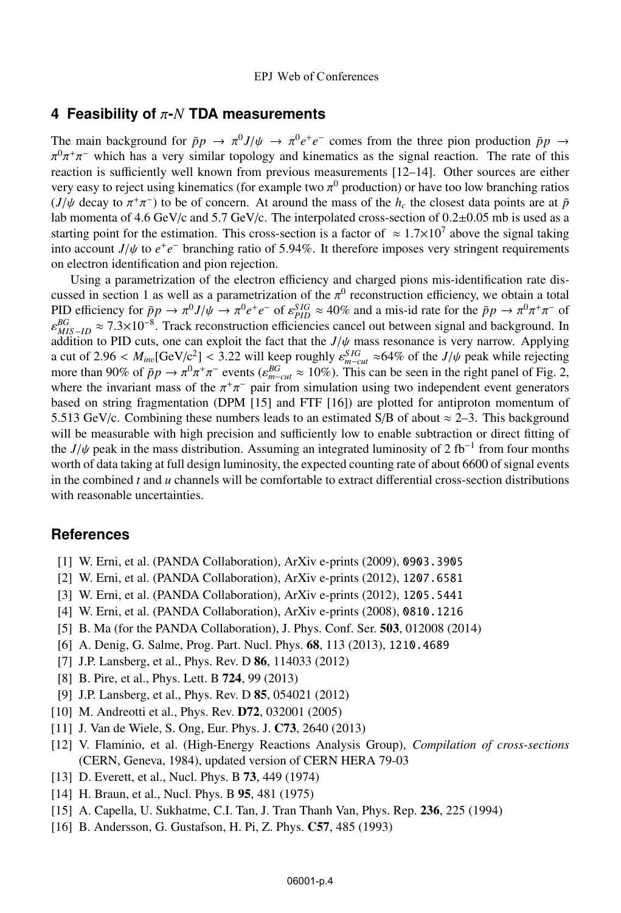## 4 Feasibility of $\pi$-$N$ TDA measurements

The main background for $\bar{p}p \to \pi^0 J/\psi \to \pi^0 e^+e^-$ comes from the three pion production $\bar{p}p \to \pi^0\pi^+\pi^-$ which has a very similar topology and kinematics as the signal reaction. The rate of this reaction is sufficiently well known from previous measurements [12–14]. Other sources are either very easy to reject using kinematics (for example two $\pi^0$ production) or have too low branching ratios ($J/\psi$ decay to $\pi^+\pi^-$) to be of concern. At around the mass of the $h_c$ the closest data points are at $\bar{p}$ lab momenta of 4.6 GeV/c and 5.7 GeV/c. The interpolated cross-section of 0.2±0.05 mb is used as a starting point for the estimation. This cross-section is a factor of $\approx 1.7{\times}10^7$ above the signal taking into account $J/\psi$ to $e^+e^-$ branching ratio of 5.94%. It therefore imposes very stringent requirements on electron identification and pion rejection.

Using a parametrization of the electron efficiency and charged pions mis-identification rate discussed in section 1 as well as a parametrization of the $\pi^0$ reconstruction efficiency, we obtain a total PID efficiency for $\bar{p}p \to \pi^0 J/\psi \to \pi^0 e^+e^-$ of $\varepsilon^{SIG}_{PID} \approx 40\%$ and a mis-id rate for the $\bar{p}p \to \pi^0\pi^+\pi^-$ of $\varepsilon^{BG}_{MIS-ID} \approx 7.3{\times}10^{-8}$. Track reconstruction efficiencies cancel out between signal and background. In addition to PID cuts, one can exploit the fact that the $J/\psi$ mass resonance is very narrow. Applying a cut of $2.96 < M_{inv}[\text{GeV/c}^2] < 3.22$ will keep roughly $\varepsilon^{SIG}_{m-cut} \approx 64\%$ of the $J/\psi$ peak while rejecting more than 90% of $\bar{p}p \to \pi^0\pi^+\pi^-$ events ($\varepsilon^{BG}_{m-cut} \approx 10\%$). This can be seen in the right panel of Fig. 2, where the invariant mass of the $\pi^+\pi^-$ pair from simulation using two independent event generators based on string fragmentation (DPM [15] and FTF [16]) are plotted for antiproton momentum of 5.513 GeV/c. Combining these numbers leads to an estimated S/B of about $\approx$ 2–3. This background will be measurable with high precision and sufficiently low to enable subtraction or direct fitting of the $J/\psi$ peak in the mass distribution. Assuming an integrated luminosity of 2 fb$^{-1}$ from four months worth of data taking at full design luminosity, the expected counting rate of about 6600 of signal events in the combined $t$ and $u$ channels will be comfortable to extract differential cross-section distributions with reasonable uncertainties.

## References

[1] W. Erni, et al. (PANDA Collaboration), ArXiv e-prints (2009), 0903.3905

[2] W. Erni, et al. (PANDA Collaboration), ArXiv e-prints (2012), 1207.6581

[3] W. Erni, et al. (PANDA Collaboration), ArXiv e-prints (2012), 1205.5441

[4] W. Erni, et al. (PANDA Collaboration), ArXiv e-prints (2008), 0810.1216

[5] B. Ma (for the PANDA Collaboration), J. Phys. Conf. Ser. **503**, 012008 (2014)

[6] A. Denig, G. Salme, Prog. Part. Nucl. Phys. **68**, 113 (2013), 1210.4689

[7] J.P. Lansberg, et al., Phys. Rev. D **86**, 114033 (2012)

[8] B. Pire, et al., Phys. Lett. B **724**, 99 (2013)

[9] J.P. Lansberg, et al., Phys. Rev. D **85**, 054021 (2012)

[10] M. Andreotti et al., Phys. Rev. **D72**, 032001 (2005)

[11] J. Van de Wiele, S. Ong, Eur. Phys. J. **C73**, 2640 (2013)

[12] V. Flaminio, et al. (High-Energy Reactions Analysis Group), *Compilation of cross-sections* (CERN, Geneva, 1984), updated version of CERN HERA 79-03

[13] D. Everett, et al., Nucl. Phys. B **73**, 449 (1974)

[14] H. Braun, et al., Nucl. Phys. B **95**, 481 (1975)

[15] A. Capella, U. Sukhatme, C.I. Tan, J. Tran Thanh Van, Phys. Rep. **236**, 225 (1994)

[16] B. Andersson, G. Gustafson, H. Pi, Z. Phys. **C57**, 485 (1993)